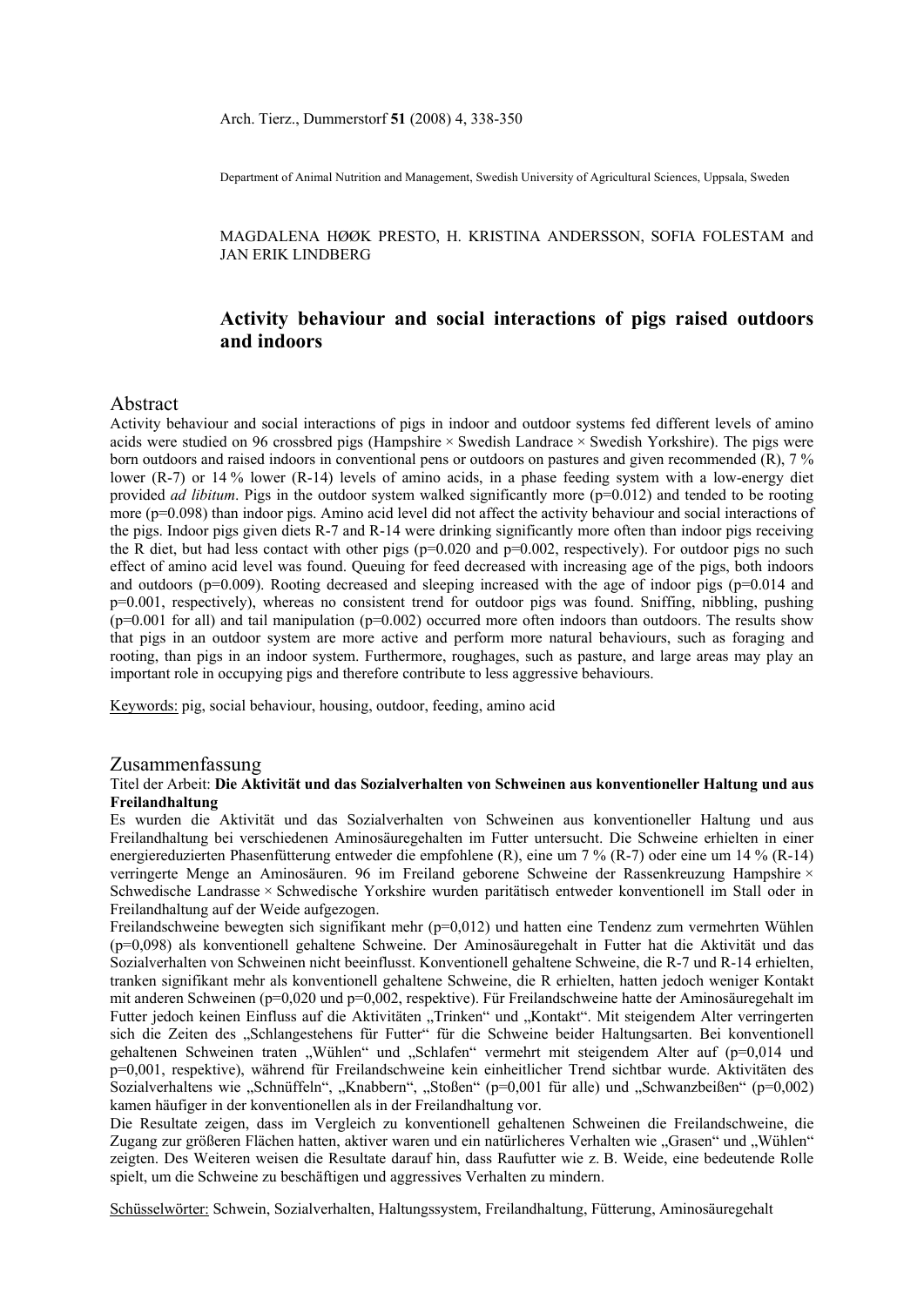Arch. Tierz., Dummerstorf **51** (2008) 4, 338-350

Department of Animal Nutrition and Management, Swedish University of Agricultural Sciences, Uppsala, Sweden

MAGDALENA HØØK PRESTO, H. KRISTINA ANDERSSON, SOFIA FOLESTAM and JAN ERIK LINDBERG

# Activity behaviour and social interactions of pigs raised outdoors and indoors

## Abstract

Activity behaviour and social interactions of pigs in indoor and outdoor systems fed different levels of amino acids were studied on 96 crossbred pigs (Hampshire × Swedish Landrace × Swedish Yorkshire). The pigs were born outdoors and raised indoors in conventional pens or outdoors on pastures and given recommended (R), 7 % lower (R-7) or 14 % lower (R-14) levels of amino acids, in a phase feeding system with a low-energy diet provided *ad libitum*. Pigs in the outdoor system walked significantly more (p=0.012) and tended to be rooting more (p=0.098) than indoor pigs. Amino acid level did not affect the activity behaviour and social interactions of the pigs. Indoor pigs given diets R-7 and R-14 were drinking significantly more often than indoor pigs receiving the R diet, but had less contact with other pigs (p=0.020 and p=0.002, respectively). For outdoor pigs no such effect of amino acid level was found. Queuing for feed decreased with increasing age of the pigs, both indoors and outdoors (p=0.009). Rooting decreased and sleeping increased with the age of indoor pigs (p=0.014 and p=0.001, respectively), whereas no consistent trend for outdoor pigs was found. Sniffing, nibbling, pushing (p=0.001 for all) and tail manipulation (p=0.002) occurred more often indoors than outdoors. The results show that pigs in an outdoor system are more active and perform more natural behaviours, such as foraging and rooting, than pigs in an indoor system. Furthermore, roughages, such as pasture, and large areas may play an important role in occupying pigs and therefore contribute to less aggressive behaviours.

Keywords: pig, social behaviour, housing, outdoor, feeding, amino acid

## Zusammenfassung

**Titel der Arbeit: Die Aktivität und das Sozialverhalten von Schweinen aus konventioneller Haltung und aus Freilandhaltung**

Es wurden die Aktivität und das Sozialverhalten von Schweinen aus konventioneller Haltung und aus Freilandhaltung bei verschiedenen Aminosäuregehalten im Futter untersucht. Die Schweine erhielten in einer energiereduzierten Phasenfütterung entweder die empfohlene (R), eine um 7 % (R-7) oder eine um 14 % (R-14) verringerte Menge an Aminosäuren. 96 im Freiland geborene Schweine der Rassenkreuzung Hampshire × Schwedische Landrasse × Schwedische Yorkshire wurden paritätisch entweder konventionell im Stall oder in Freilandhaltung auf der Weide aufgezogen.

Freilandschweine bewegten sich signifikant mehr (p=0,012) und hatten eine Tendenz zum vermehrten Wühlen (p=0,098) als konventionell gehaltene Schweine. Der Aminosäuregehalt in Futter hat die Aktivität und das Sozialverhalten von Schweinen nicht beeinflusst. Konventionell gehaltene Schweine, die R-7 und R-14 erhielten, tranken signifikant mehr als konventionell gehaltene Schweine, die R erhielten, hatten jedoch weniger Kontakt mit anderen Schweinen (p=0,020 und p=0,002, respektive). Für Freilandschweine hatte der Aminosäuregehalt im Futter jedoch keinen Einfluss auf die Aktivitäten „Trinken“ und „Kontakt“. Mit steigendem Alter verringerten sich die Zeiten des „Schlangestehens für Futter“ für die Schweine beider Haltungsarten. Bei konventionell gehaltenen Schweinen traten „Wühlen“ und „Schlafen“ vermehrt mit steigendem Alter auf (p=0,014 und p=0,001, respektive), während für Freilandschweine kein einheitlicher Trend sichtbar wurde. Aktivitäten des Sozialverhaltens wie „Schnüffeln“, „Knabbern“, „Stoßen“ (p=0,001 für alle) und „Schwanzbeißen“ (p=0,002) kamen häufiger in der konventionellen als in der Freilandhaltung vor.

Die Resultate zeigen, dass im Vergleich zu konventionell gehaltenen Schweinen die Freilandschweine, die Zugang zur größeren Flächen hatten, aktiver waren und ein natürlicheres Verhalten wie „Grasen“ und „Wühlen“ zeigten. Des Weiteren weisen die Resultate darauf hin, dass Raufutter wie z. B. Weide, eine bedeutende Rolle spielt, um die Schweine zu beschäftigen und aggressives Verhalten zu mindern.

Schüsselwörter: Schwein, Sozialverhalten, Haltungssystem, Freilandhaltung, Fütterung, Aminosäuregehalt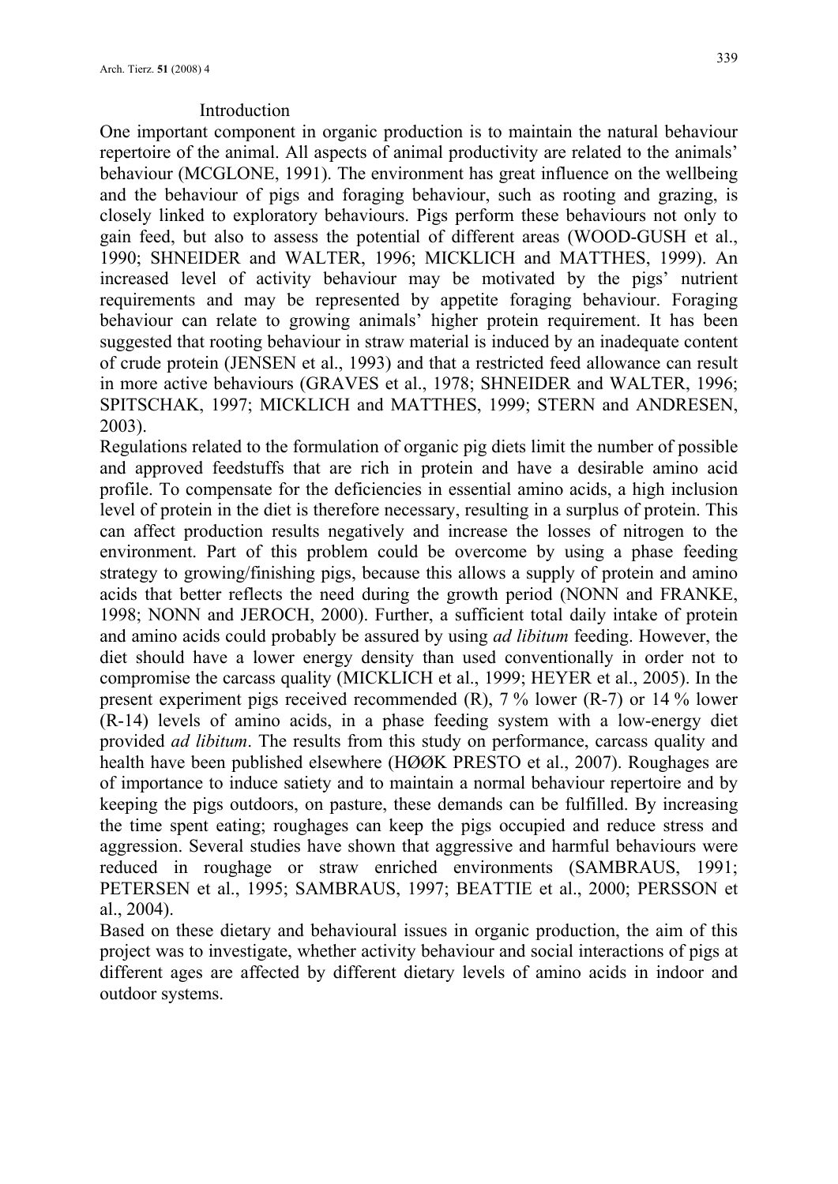## Introduction

One important component in organic production is to maintain the natural behaviour repertoire of the animal. All aspects of animal productivity are related to the animals' behaviour (MCGLONE, 1991). The environment has great influence on the wellbeing and the behaviour of pigs and foraging behaviour, such as rooting and grazing, is closely linked to exploratory behaviours. Pigs perform these behaviours not only to gain feed, but also to assess the potential of different areas (WOOD-GUSH et al., 1990; SHNEIDER and WALTER, 1996; MICKLICH and MATTHES, 1999). An increased level of activity behaviour may be motivated by the pigs' nutrient requirements and may be represented by appetite foraging behaviour. Foraging behaviour can relate to growing animals' higher protein requirement. It has been suggested that rooting behaviour in straw material is induced by an inadequate content of crude protein (JENSEN et al., 1993) and that a restricted feed allowance can result in more active behaviours (GRAVES et al., 1978; SHNEIDER and WALTER, 1996; SPITSCHAK, 1997; MICKLICH and MATTHES, 1999; STERN and ANDRESEN, 2003).

Regulations related to the formulation of organic pig diets limit the number of possible and approved feedstuffs that are rich in protein and have a desirable amino acid profile. To compensate for the deficiencies in essential amino acids, a high inclusion level of protein in the diet is therefore necessary, resulting in a surplus of protein. This can affect production results negatively and increase the losses of nitrogen to the environment. Part of this problem could be overcome by using a phase feeding strategy to growing/finishing pigs, because this allows a supply of protein and amino acids that better reflects the need during the growth period (NONN and FRANKE, 1998; NONN and JEROCH, 2000). Further, a sufficient total daily intake of protein and amino acids could probably be assured by using *ad libitum* feeding. However, the diet should have a lower energy density than used conventionally in order not to compromise the carcass quality (MICKLICH et al., 1999; HEYER et al., 2005). In the present experiment pigs received recommended (R), 7 % lower (R-7) or 14 % lower (R-14) levels of amino acids, in a phase feeding system with a low-energy diet provided *ad libitum*. The results from this study on performance, carcass quality and health have been published elsewhere (HØØK PRESTO et al., 2007). Roughages are of importance to induce satiety and to maintain a normal behaviour repertoire and by keeping the pigs outdoors, on pasture, these demands can be fulfilled. By increasing the time spent eating; roughages can keep the pigs occupied and reduce stress and aggression. Several studies have shown that aggressive and harmful behaviours were reduced in roughage or straw enriched environments (SAMBRAUS, 1991; PETERSEN et al., 1995; SAMBRAUS, 1997; BEATTIE et al., 2000; PERSSON et al., 2004).

Based on these dietary and behavioural issues in organic production, the aim of this project was to investigate, whether activity behaviour and social interactions of pigs at different ages are affected by different dietary levels of amino acids in indoor and outdoor systems.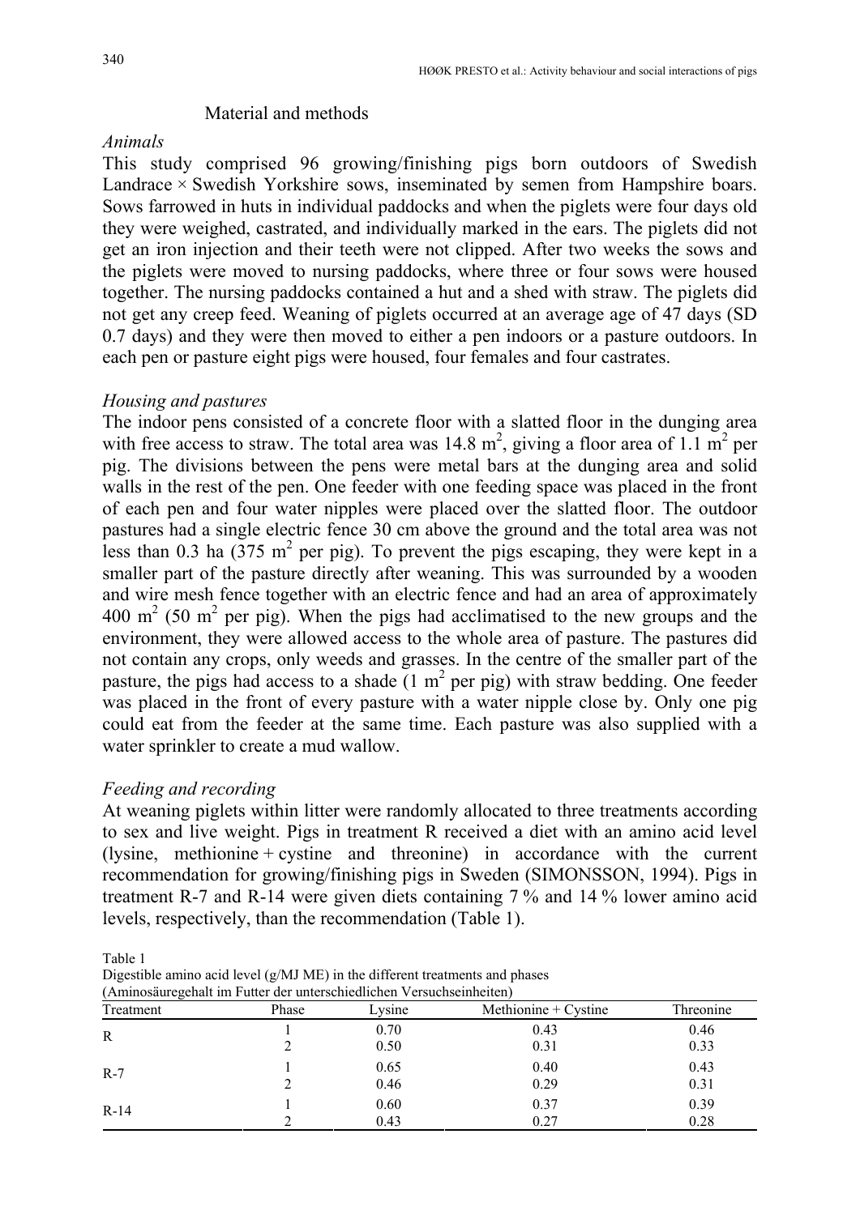## Material and methods

### *Animals*

This study comprised 96 growing/finishing pigs born outdoors of Swedish Landrace × Swedish Yorkshire sows, inseminated by semen from Hampshire boars. Sows farrowed in huts in individual paddocks and when the piglets were four days old they were weighed, castrated, and individually marked in the ears. The piglets did not get an iron injection and their teeth were not clipped. After two weeks the sows and the piglets were moved to nursing paddocks, where three or four sows were housed together. The nursing paddocks contained a hut and a shed with straw. The piglets did not get any creep feed. Weaning of piglets occurred at an average age of 47 days (SD 0.7 days) and they were then moved to either a pen indoors or a pasture outdoors. In each pen or pasture eight pigs were housed, four females and four castrates.

### *Housing and pastures*

The indoor pens consisted of a concrete floor with a slatted floor in the dunging area with free access to straw. The total area was 14.8 m$^2$, giving a floor area of 1.1 m$^2$ per pig. The divisions between the pens were metal bars at the dunging area and solid walls in the rest of the pen. One feeder with one feeding space was placed in the front of each pen and four water nipples were placed over the slatted floor. The outdoor pastures had a single electric fence 30 cm above the ground and the total area was not less than 0.3 ha (375 m$^2$ per pig). To prevent the pigs escaping, they were kept in a smaller part of the pasture directly after weaning. This was surrounded by a wooden and wire mesh fence together with an electric fence and had an area of approximately 400 m$^2$ (50 m$^2$ per pig). When the pigs had acclimatised to the new groups and the environment, they were allowed access to the whole area of pasture. The pastures did not contain any crops, only weeds and grasses. In the centre of the smaller part of the pasture, the pigs had access to a shade (1 m$^2$ per pig) with straw bedding. One feeder was placed in the front of every pasture with a water nipple close by. Only one pig could eat from the feeder at the same time. Each pasture was also supplied with a water sprinkler to create a mud wallow.

### *Feeding and recording*

At weaning piglets within litter were randomly allocated to three treatments according to sex and live weight. Pigs in treatment R received a diet with an amino acid level (lysine, methionine + cystine and threonine) in accordance with the current recommendation for growing/finishing pigs in Sweden (SIMONSSON, 1994). Pigs in treatment R-7 and R-14 were given diets containing 7 % and 14 % lower amino acid levels, respectively, than the recommendation (Table 1).

Table 1
Digestible amino acid level (g/MJ ME) in the different treatments and phases
(Aminosäuregehalt im Futter der unterschiedlichen Versuchseinheiten)

| Treatment | Phase | Lysine | Methionine + Cystine | Threonine |
|---|---|---|---|---|
| R | 1 | 0.70 | 0.43 | 0.46 |
| | 2 | 0.50 | 0.31 | 0.33 |
| R-7 | 1 | 0.65 | 0.40 | 0.43 |
| | 2 | 0.46 | 0.29 | 0.31 |
| R-14 | 1 | 0.60 | 0.37 | 0.39 |
| | 2 | 0.43 | 0.27 | 0.28 |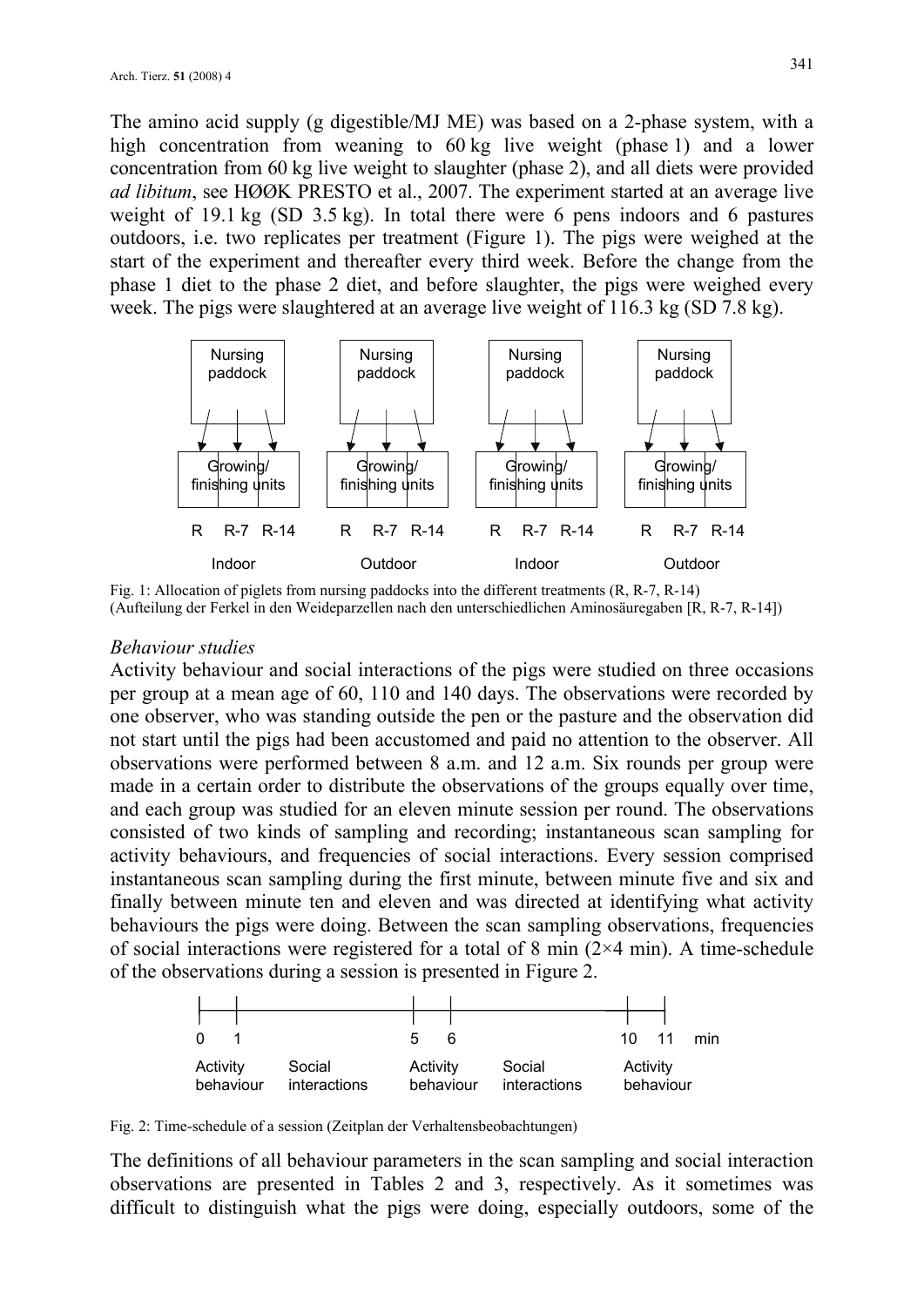The amino acid supply (g digestible/MJ ME) was based on a 2-phase system, with a high concentration from weaning to 60 kg live weight (phase 1) and a lower concentration from 60 kg live weight to slaughter (phase 2), and all diets were provided *ad libitum*, see HØØK PRESTO et al., 2007. The experiment started at an average live weight of 19.1 kg (SD 3.5 kg). In total there were 6 pens indoors and 6 pastures outdoors, i.e. two replicates per treatment (Figure 1). The pigs were weighed at the start of the experiment and thereafter every third week. Before the change from the phase 1 diet to the phase 2 diet, and before slaughter, the pigs were weighed every week. The pigs were slaughtered at an average live weight of 116.3 kg (SD 7.8 kg).

Fig. 1: Allocation of piglets from nursing paddocks into the different treatments (R, R-7, R-14) (Aufteilung der Ferkel in den Weideparzellen nach den unterschiedlichen Aminosäuregaben [R, R-7, R-14])

*Behaviour studies*

Activity behaviour and social interactions of the pigs were studied on three occasions per group at a mean age of 60, 110 and 140 days. The observations were recorded by one observer, who was standing outside the pen or the pasture and the observation did not start until the pigs had been accustomed and paid no attention to the observer. All observations were performed between 8 a.m. and 12 a.m. Six rounds per group were made in a certain order to distribute the observations of the groups equally over time, and each group was studied for an eleven minute session per round. The observations consisted of two kinds of sampling and recording; instantaneous scan sampling for activity behaviours, and frequencies of social interactions. Every session comprised instantaneous scan sampling during the first minute, between minute five and six and finally between minute ten and eleven and was directed at identifying what activity behaviours the pigs were doing. Between the scan sampling observations, frequencies of social interactions were registered for a total of 8 min (2×4 min). A time-schedule of the observations during a session is presented in Figure 2.

Fig. 2: Time-schedule of a session (Zeitplan der Verhaltensbeobachtungen)

The definitions of all behaviour parameters in the scan sampling and social interaction observations are presented in Tables 2 and 3, respectively. As it sometimes was difficult to distinguish what the pigs were doing, especially outdoors, some of the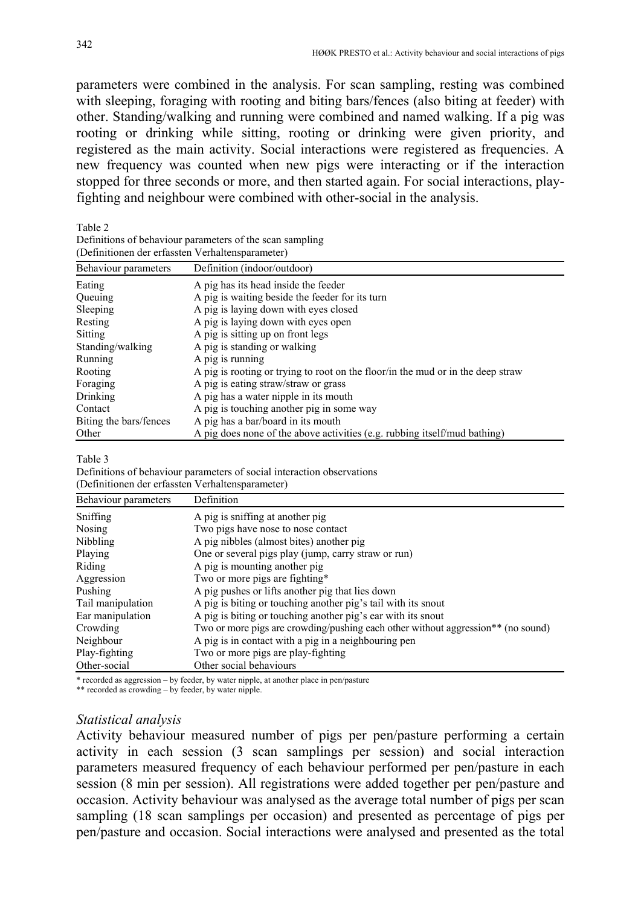parameters were combined in the analysis. For scan sampling, resting was combined with sleeping, foraging with rooting and biting bars/fences (also biting at feeder) with other. Standing/walking and running were combined and named walking. If a pig was rooting or drinking while sitting, rooting or drinking were given priority, and registered as the main activity. Social interactions were registered as frequencies. A new frequency was counted when new pigs were interacting or if the interaction stopped for three seconds or more, and then started again. For social interactions, play-fighting and neighbour were combined with other-social in the analysis.

Table 2
Definitions of behaviour parameters of the scan sampling
(Definitionen der erfassten Verhaltensparameter)

| Behaviour parameters | Definition (indoor/outdoor) |
|---|---|
| Eating | A pig has its head inside the feeder |
| Queuing | A pig is waiting beside the feeder for its turn |
| Sleeping | A pig is laying down with eyes closed |
| Resting | A pig is laying down with eyes open |
| Sitting | A pig is sitting up on front legs |
| Standing/walking | A pig is standing or walking |
| Running | A pig is running |
| Rooting | A pig is rooting or trying to root on the floor/in the mud or in the deep straw |
| Foraging | A pig is eating straw/straw or grass |
| Drinking | A pig has a water nipple in its mouth |
| Contact | A pig is touching another pig in some way |
| Biting the bars/fences | A pig has a bar/board in its mouth |
| Other | A pig does none of the above activities (e.g. rubbing itself/mud bathing) |

Table 3
Definitions of behaviour parameters of social interaction observations
(Definitionen der erfassten Verhaltensparameter)

| Behaviour parameters | Definition |
|---|---|
| Sniffing | A pig is sniffing at another pig |
| Nosing | Two pigs have nose to nose contact |
| Nibbling | A pig nibbles (almost bites) another pig |
| Playing | One or several pigs play (jump, carry straw or run) |
| Riding | A pig is mounting another pig |
| Aggression | Two or more pigs are fighting* |
| Pushing | A pig pushes or lifts another pig that lies down |
| Tail manipulation | A pig is biting or touching another pig's tail with its snout |
| Ear manipulation | A pig is biting or touching another pig's ear with its snout |
| Crowding | Two or more pigs are crowding/pushing each other without aggression** (no sound) |
| Neighbour | A pig is in contact with a pig in a neighbouring pen |
| Play-fighting | Two or more pigs are play-fighting |
| Other-social | Other social behaviours |

\* recorded as aggression – by feeder, by water nipple, at another place in pen/pasture
\*\* recorded as crowding – by feeder, by water nipple.

### *Statistical analysis*

Activity behaviour measured number of pigs per pen/pasture performing a certain activity in each session (3 scan samplings per session) and social interaction parameters measured frequency of each behaviour performed per pen/pasture in each session (8 min per session). All registrations were added together per pen/pasture and occasion. Activity behaviour was analysed as the average total number of pigs per scan sampling (18 scan samplings per occasion) and presented as percentage of pigs per pen/pasture and occasion. Social interactions were analysed and presented as the total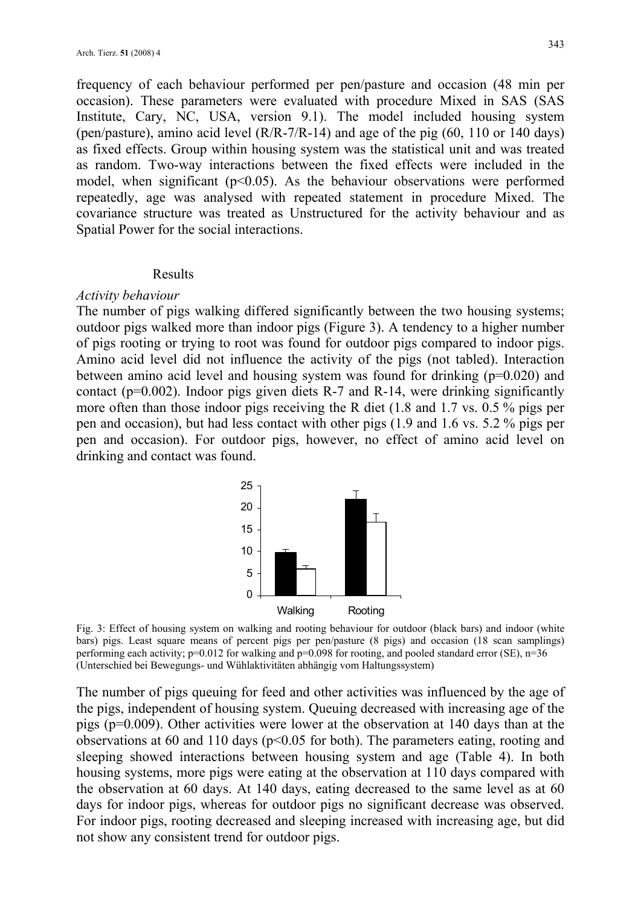frequency of each behaviour performed per pen/pasture and occasion (48 min per occasion). These parameters were evaluated with procedure Mixed in SAS (SAS Institute, Cary, NC, USA, version 9.1). The model included housing system (pen/pasture), amino acid level (R/R-7/R-14) and age of the pig (60, 110 or 140 days) as fixed effects. Group within housing system was the statistical unit and was treated as random. Two-way interactions between the fixed effects were included in the model, when significant ($p<0.05$). As the behaviour observations were performed repeatedly, age was analysed with repeated statement in procedure Mixed. The covariance structure was treated as Unstructured for the activity behaviour and as Spatial Power for the social interactions.

## Results

### *Activity behaviour*

The number of pigs walking differed significantly between the two housing systems; outdoor pigs walked more than indoor pigs (Figure 3). A tendency to a higher number of pigs rooting or trying to root was found for outdoor pigs compared to indoor pigs. Amino acid level did not influence the activity of the pigs (not tabled). Interaction between amino acid level and housing system was found for drinking ($p=0.020$) and contact ($p=0.002$). Indoor pigs given diets R-7 and R-14, were drinking significantly more often than those indoor pigs receiving the R diet (1.8 and 1.7 vs. 0.5 % pigs per pen and occasion), but had less contact with other pigs (1.9 and 1.6 vs. 5.2 % pigs per pen and occasion). For outdoor pigs, however, no effect of amino acid level on drinking and contact was found.

Fig. 3: Effect of housing system on walking and rooting behaviour for outdoor (black bars) and indoor (white bars) pigs. Least square means of percent pigs per pen/pasture (8 pigs) and occasion (18 scan samplings) performing each activity; $p=0.012$ for walking and $p=0.098$ for rooting, and pooled standard error (SE), n=36 (Unterschied bei Bewegungs- und Wühlaktivitäten abhängig vom Haltungssystem)

The number of pigs queuing for feed and other activities was influenced by the age of the pigs, independent of housing system. Queuing decreased with increasing age of the pigs ($p=0.009$). Other activities were lower at the observation at 140 days than at the observations at 60 and 110 days ($p<0.05$ for both). The parameters eating, rooting and sleeping showed interactions between housing system and age (Table 4). In both housing systems, more pigs were eating at the observation at 110 days compared with the observation at 60 days. At 140 days, eating decreased to the same level as at 60 days for indoor pigs, whereas for outdoor pigs no significant decrease was observed. For indoor pigs, rooting decreased and sleeping increased with increasing age, but did not show any consistent trend for outdoor pigs.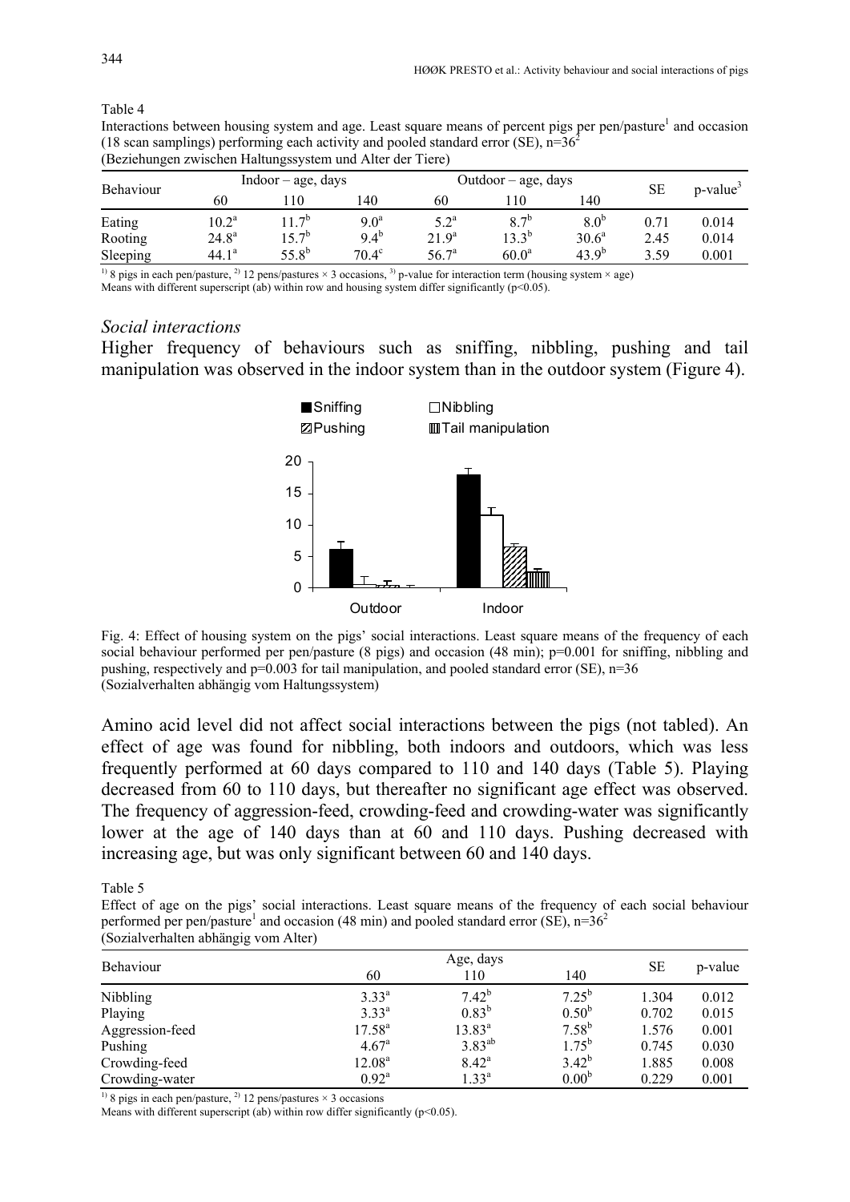Table 4
Interactions between housing system and age. Least square means of percent pigs per pen/pasture[1] and occasion (18 scan samplings) performing each activity and pooled standard error (SE), n=36[2]
(Beziehungen zwischen Haltungssystem und Alter der Tiere)

| Behaviour | Indoor – age, days | | | Outdoor – age, days | | | SE | p-value[3] |
|---|---|---|---|---|---|---|---|---|
| | 60 | 110 | 140 | 60 | 110 | 140 | | |
| Eating | 10.2[a] | 11.7[b] | 9.0[a] | 5.2[a] | 8.7[b] | 8.0[b] | 0.71 | 0.014 |
| Rooting | 24.8[a] | 15.7[b] | 9.4[b] | 21.9[a] | 13.3[b] | 30.6[a] | 2.45 | 0.014 |
| Sleeping | 44.1[a] | 55.8[b] | 70.4[c] | 56.7[a] | 60.0[a] | 43.9[b] | 3.59 | 0.001 |

[1] 8 pigs in each pen/pasture, [2] 12 pens/pastures × 3 occasions, [3] p-value for interaction term (housing system × age)
Means with different superscript (ab) within row and housing system differ significantly (p<0.05).

### *Social interactions*

Higher frequency of behaviours such as sniffing, nibbling, pushing and tail manipulation was observed in the indoor system than in the outdoor system (Figure 4).

Fig. 4: Effect of housing system on the pigs' social interactions. Least square means of the frequency of each social behaviour performed per pen/pasture (8 pigs) and occasion (48 min); p=0.001 for sniffing, nibbling and pushing, respectively and p=0.003 for tail manipulation, and pooled standard error (SE), n=36
(Sozialverhalten abhängig vom Haltungssystem)

Amino acid level did not affect social interactions between the pigs (not tabled). An effect of age was found for nibbling, both indoors and outdoors, which was less frequently performed at 60 days compared to 110 and 140 days (Table 5). Playing decreased from 60 to 110 days, but thereafter no significant age effect was observed. The frequency of aggression-feed, crowding-feed and crowding-water was significantly lower at the age of 140 days than at 60 and 110 days. Pushing decreased with increasing age, but was only significant between 60 and 140 days.

Table 5
Effect of age on the pigs' social interactions. Least square means of the frequency of each social behaviour performed per pen/pasture[1] and occasion (48 min) and pooled standard error (SE), n=36[2]
(Sozialverhalten abhängig vom Alter)

| Behaviour | Age, days | | | SE | p-value |
|---|---|---|---|---|---|
| | 60 | 110 | 140 | | |
| Nibbling | 3.33[a] | 7.42[b] | 7.25[b] | 1.304 | 0.012 |
| Playing | 3.33[a] | 0.83[b] | 0.50[b] | 0.702 | 0.015 |
| Aggression-feed | 17.58[a] | 13.83[a] | 7.58[b] | 1.576 | 0.001 |
| Pushing | 4.67[a] | 3.83[ab] | 1.75[b] | 0.745 | 0.030 |
| Crowding-feed | 12.08[a] | 8.42[a] | 3.42[b] | 1.885 | 0.008 |
| Crowding-water | 0.92[a] | 1.33[a] | 0.00[b] | 0.229 | 0.001 |

[1] 8 pigs in each pen/pasture, [2] 12 pens/pastures × 3 occasions
Means with different superscript (ab) within row differ significantly (p<0.05).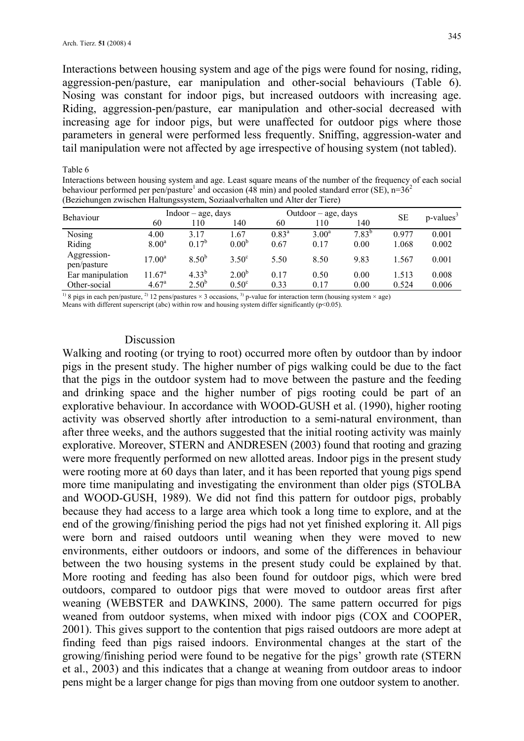Interactions between housing system and age of the pigs were found for nosing, riding, aggression-pen/pasture, ear manipulation and other-social behaviours (Table 6). Nosing was constant for indoor pigs, but increased outdoors with increasing age. Riding, aggression-pen/pasture, ear manipulation and other-social decreased with increasing age for indoor pigs, but were unaffected for outdoor pigs where those parameters in general were performed less frequently. Sniffing, aggression-water and tail manipulation were not affected by age irrespective of housing system (not tabled).

Table 6
Interactions between housing system and age. Least square means of the number of the frequency of each social behaviour performed per pen/pasture[1] and occasion (48 min) and pooled standard error (SE), n=36[2]
(Beziehungen zwischen Haltungssystem, Soziaalverhalten und Alter der Tiere)

| Behaviour | Indoor – age, days | | | Outdoor – age, days | | | SE | p-values[3] |
|---|---|---|---|---|---|---|---|---|
| | 60 | 110 | 140 | 60 | 110 | 140 | | |
| Nosing | 4.00 | 3.17 | 1.67 | 0.83[a] | 3.00[a] | 7.83[b] | 0.977 | 0.001 |
| Riding | 8.00[a] | 0.17[b] | 0.00[b] | 0.67 | 0.17 | 0.00 | 1.068 | 0.002 |
| Aggression-pen/pasture | 17.00[a] | 8.50[b] | 3.50[c] | 5.50 | 8.50 | 9.83 | 1.567 | 0.001 |
| Ear manipulation | 11.67[a] | 4.33[b] | 2.00[b] | 0.17 | 0.50 | 0.00 | 1.513 | 0.008 |
| Other-social | 4.67[a] | 2.50[b] | 0.50[c] | 0.33 | 0.17 | 0.00 | 0.524 | 0.006 |

[1)] 8 pigs in each pen/pasture, [2)] 12 pens/pastures × 3 occasions, [3)] p-value for interaction term (housing system × age)
Means with different superscript (abc) within row and housing system differ significantly ($p<0.05$).

## Discussion

Walking and rooting (or trying to root) occurred more often by outdoor than by indoor pigs in the present study. The higher number of pigs walking could be due to the fact that the pigs in the outdoor system had to move between the pasture and the feeding and drinking space and the higher number of pigs rooting could be part of an explorative behaviour. In accordance with WOOD-GUSH et al. (1990), higher rooting activity was observed shortly after introduction to a semi-natural environment, than after three weeks, and the authors suggested that the initial rooting activity was mainly explorative. Moreover, STERN and ANDRESEN (2003) found that rooting and grazing were more frequently performed on new allotted areas. Indoor pigs in the present study were rooting more at 60 days than later, and it has been reported that young pigs spend more time manipulating and investigating the environment than older pigs (STOLBA and WOOD-GUSH, 1989). We did not find this pattern for outdoor pigs, probably because they had access to a large area which took a long time to explore, and at the end of the growing/finishing period the pigs had not yet finished exploring it. All pigs were born and raised outdoors until weaning when they were moved to new environments, either outdoors or indoors, and some of the differences in behaviour between the two housing systems in the present study could be explained by that. More rooting and feeding has also been found for outdoor pigs, which were bred outdoors, compared to outdoor pigs that were moved to outdoor areas first after weaning (WEBSTER and DAWKINS, 2000). The same pattern occurred for pigs weaned from outdoor systems, when mixed with indoor pigs (COX and COOPER, 2001). This gives support to the contention that pigs raised outdoors are more adept at finding feed than pigs raised indoors. Environmental changes at the start of the growing/finishing period were found to be negative for the pigs' growth rate (STERN et al., 2003) and this indicates that a change at weaning from outdoor areas to indoor pens might be a larger change for pigs than moving from one outdoor system to another.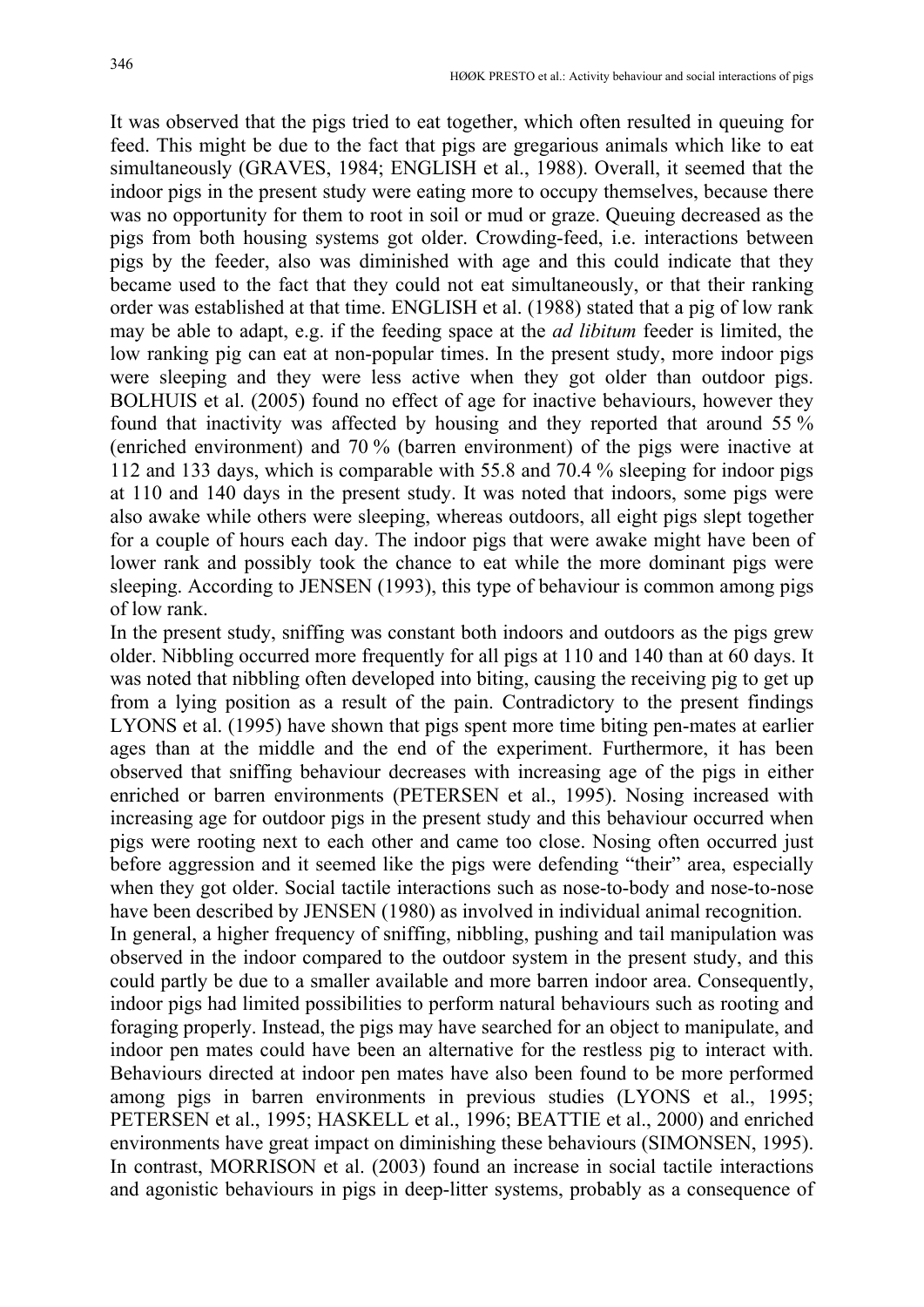It was observed that the pigs tried to eat together, which often resulted in queuing for feed. This might be due to the fact that pigs are gregarious animals which like to eat simultaneously (GRAVES, 1984; ENGLISH et al., 1988). Overall, it seemed that the indoor pigs in the present study were eating more to occupy themselves, because there was no opportunity for them to root in soil or mud or graze. Queuing decreased as the pigs from both housing systems got older. Crowding-feed, i.e. interactions between pigs by the feeder, also was diminished with age and this could indicate that they became used to the fact that they could not eat simultaneously, or that their ranking order was established at that time. ENGLISH et al. (1988) stated that a pig of low rank may be able to adapt, e.g. if the feeding space at the *ad libitum* feeder is limited, the low ranking pig can eat at non-popular times. In the present study, more indoor pigs were sleeping and they were less active when they got older than outdoor pigs. BOLHUIS et al. (2005) found no effect of age for inactive behaviours, however they found that inactivity was affected by housing and they reported that around 55 % (enriched environment) and 70 % (barren environment) of the pigs were inactive at 112 and 133 days, which is comparable with 55.8 and 70.4 % sleeping for indoor pigs at 110 and 140 days in the present study. It was noted that indoors, some pigs were also awake while others were sleeping, whereas outdoors, all eight pigs slept together for a couple of hours each day. The indoor pigs that were awake might have been of lower rank and possibly took the chance to eat while the more dominant pigs were sleeping. According to JENSEN (1993), this type of behaviour is common among pigs of low rank.

In the present study, sniffing was constant both indoors and outdoors as the pigs grew older. Nibbling occurred more frequently for all pigs at 110 and 140 than at 60 days. It was noted that nibbling often developed into biting, causing the receiving pig to get up from a lying position as a result of the pain. Contradictory to the present findings LYONS et al. (1995) have shown that pigs spent more time biting pen-mates at earlier ages than at the middle and the end of the experiment. Furthermore, it has been observed that sniffing behaviour decreases with increasing age of the pigs in either enriched or barren environments (PETERSEN et al., 1995). Nosing increased with increasing age for outdoor pigs in the present study and this behaviour occurred when pigs were rooting next to each other and came too close. Nosing often occurred just before aggression and it seemed like the pigs were defending "their" area, especially when they got older. Social tactile interactions such as nose-to-body and nose-to-nose have been described by JENSEN (1980) as involved in individual animal recognition.

In general, a higher frequency of sniffing, nibbling, pushing and tail manipulation was observed in the indoor compared to the outdoor system in the present study, and this could partly be due to a smaller available and more barren indoor area. Consequently, indoor pigs had limited possibilities to perform natural behaviours such as rooting and foraging properly. Instead, the pigs may have searched for an object to manipulate, and indoor pen mates could have been an alternative for the restless pig to interact with. Behaviours directed at indoor pen mates have also been found to be more performed among pigs in barren environments in previous studies (LYONS et al., 1995; PETERSEN et al., 1995; HASKELL et al., 1996; BEATTIE et al., 2000) and enriched environments have great impact on diminishing these behaviours (SIMONSEN, 1995). In contrast, MORRISON et al. (2003) found an increase in social tactile interactions and agonistic behaviours in pigs in deep-litter systems, probably as a consequence of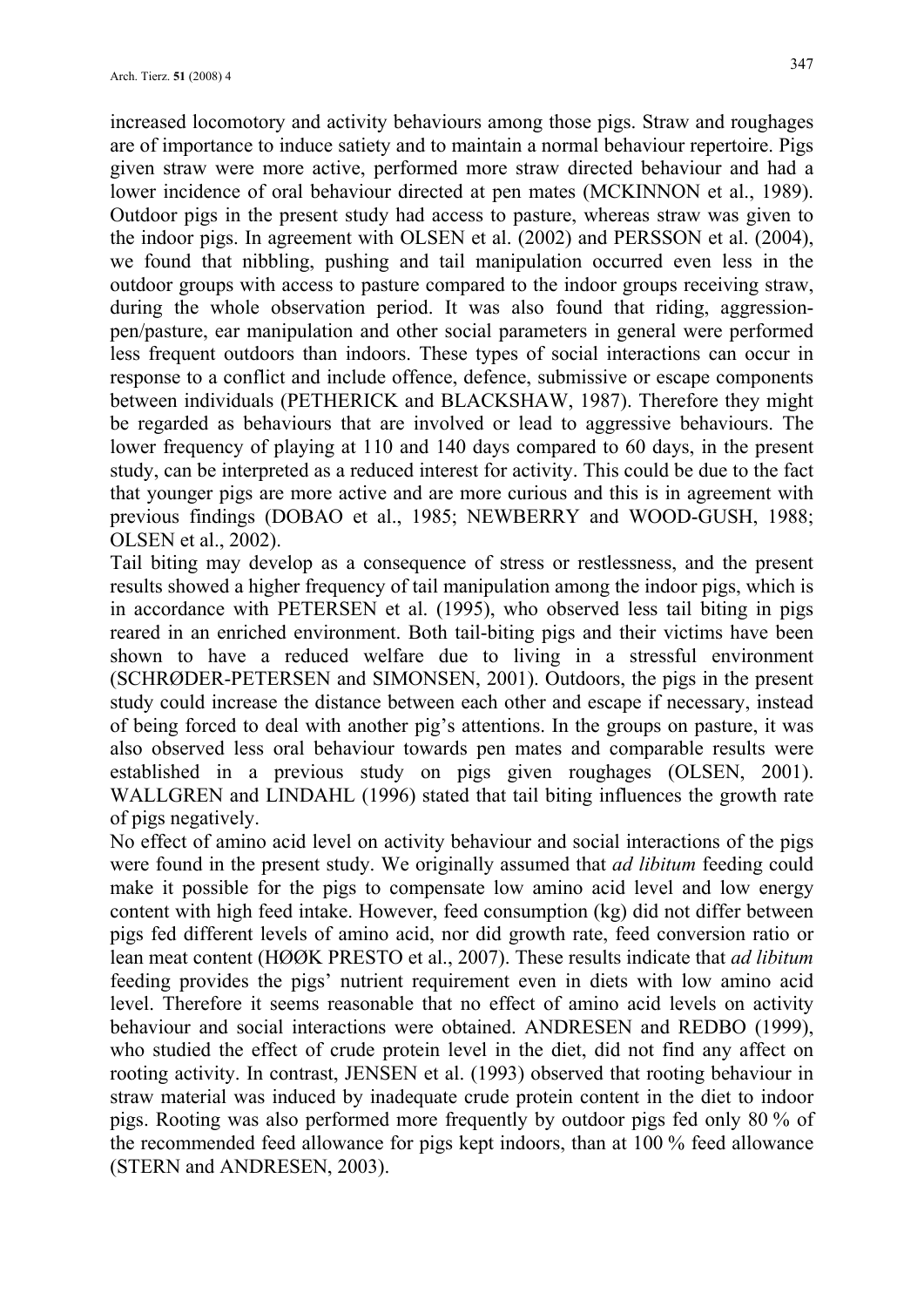increased locomotory and activity behaviours among those pigs. Straw and roughages are of importance to induce satiety and to maintain a normal behaviour repertoire. Pigs given straw were more active, performed more straw directed behaviour and had a lower incidence of oral behaviour directed at pen mates (MCKINNON et al., 1989). Outdoor pigs in the present study had access to pasture, whereas straw was given to the indoor pigs. In agreement with OLSEN et al. (2002) and PERSSON et al. (2004), we found that nibbling, pushing and tail manipulation occurred even less in the outdoor groups with access to pasture compared to the indoor groups receiving straw, during the whole observation period. It was also found that riding, aggression-pen/pasture, ear manipulation and other social parameters in general were performed less frequent outdoors than indoors. These types of social interactions can occur in response to a conflict and include offence, defence, submissive or escape components between individuals (PETHERICK and BLACKSHAW, 1987). Therefore they might be regarded as behaviours that are involved or lead to aggressive behaviours. The lower frequency of playing at 110 and 140 days compared to 60 days, in the present study, can be interpreted as a reduced interest for activity. This could be due to the fact that younger pigs are more active and are more curious and this is in agreement with previous findings (DOBAO et al., 1985; NEWBERRY and WOOD-GUSH, 1988; OLSEN et al., 2002).

Tail biting may develop as a consequence of stress or restlessness, and the present results showed a higher frequency of tail manipulation among the indoor pigs, which is in accordance with PETERSEN et al. (1995), who observed less tail biting in pigs reared in an enriched environment. Both tail-biting pigs and their victims have been shown to have a reduced welfare due to living in a stressful environment (SCHRØDER-PETERSEN and SIMONSEN, 2001). Outdoors, the pigs in the present study could increase the distance between each other and escape if necessary, instead of being forced to deal with another pig's attentions. In the groups on pasture, it was also observed less oral behaviour towards pen mates and comparable results were established in a previous study on pigs given roughages (OLSEN, 2001). WALLGREN and LINDAHL (1996) stated that tail biting influences the growth rate of pigs negatively.

No effect of amino acid level on activity behaviour and social interactions of the pigs were found in the present study. We originally assumed that *ad libitum* feeding could make it possible for the pigs to compensate low amino acid level and low energy content with high feed intake. However, feed consumption (kg) did not differ between pigs fed different levels of amino acid, nor did growth rate, feed conversion ratio or lean meat content (HØØK PRESTO et al., 2007). These results indicate that *ad libitum* feeding provides the pigs' nutrient requirement even in diets with low amino acid level. Therefore it seems reasonable that no effect of amino acid levels on activity behaviour and social interactions were obtained. ANDRESEN and REDBO (1999), who studied the effect of crude protein level in the diet, did not find any affect on rooting activity. In contrast, JENSEN et al. (1993) observed that rooting behaviour in straw material was induced by inadequate crude protein content in the diet to indoor pigs. Rooting was also performed more frequently by outdoor pigs fed only 80 % of the recommended feed allowance for pigs kept indoors, than at 100 % feed allowance (STERN and ANDRESEN, 2003).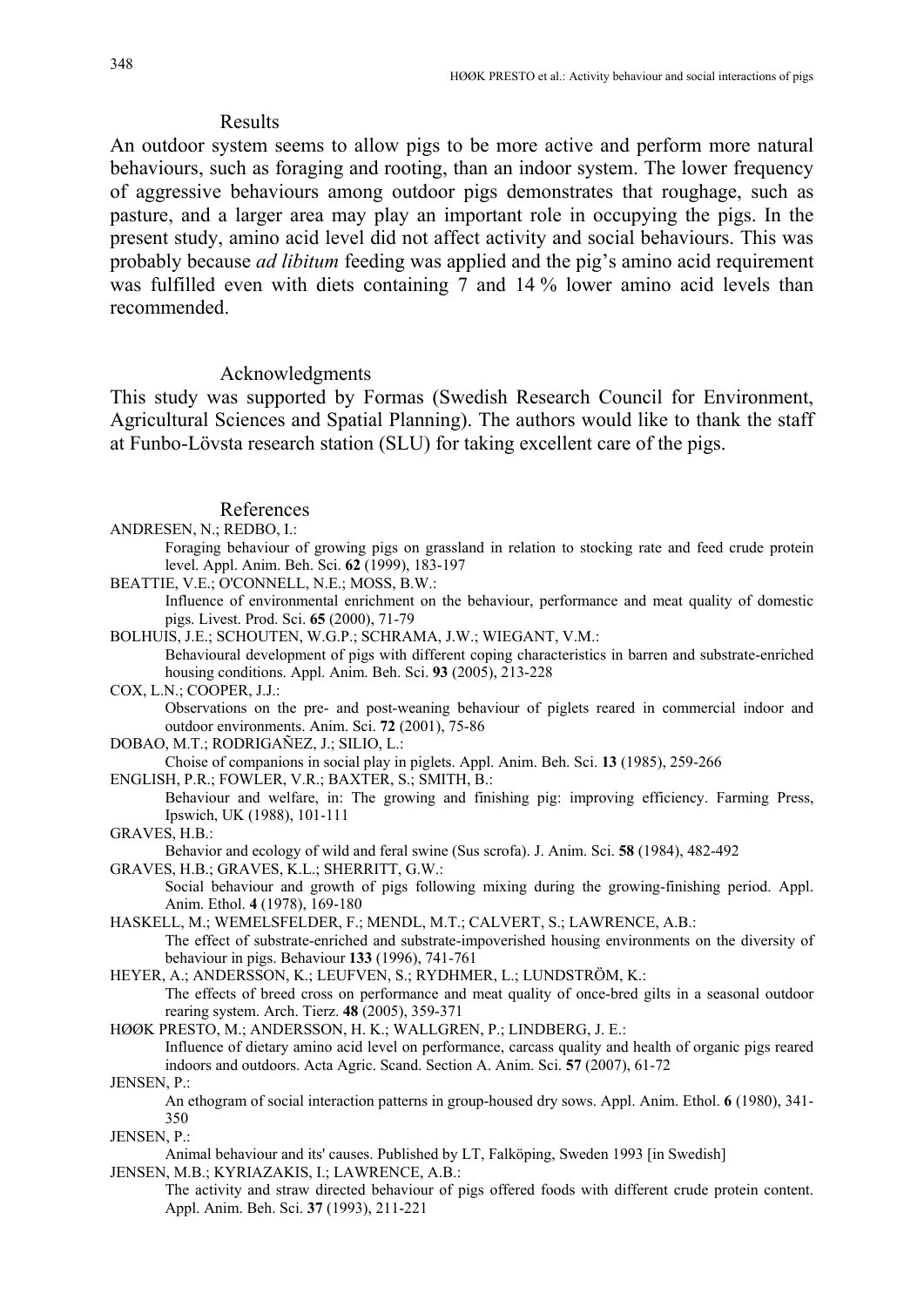## Results

An outdoor system seems to allow pigs to be more active and perform more natural behaviours, such as foraging and rooting, than an indoor system. The lower frequency of aggressive behaviours among outdoor pigs demonstrates that roughage, such as pasture, and a larger area may play an important role in occupying the pigs. In the present study, amino acid level did not affect activity and social behaviours. This was probably because *ad libitum* feeding was applied and the pig's amino acid requirement was fulfilled even with diets containing 7 and 14 % lower amino acid levels than recommended.

## Acknowledgments

This study was supported by Formas (Swedish Research Council for Environment, Agricultural Sciences and Spatial Planning). The authors would like to thank the staff at Funbo-Lövsta research station (SLU) for taking excellent care of the pigs.

## References

ANDRESEN, N.; REDBO, I.:
Foraging behaviour of growing pigs on grassland in relation to stocking rate and feed crude protein level. Appl. Anim. Beh. Sci. **62** (1999), 183-197

BEATTIE, V.E.; O'CONNELL, N.E.; MOSS, B.W.:
Influence of environmental enrichment on the behaviour, performance and meat quality of domestic pigs. Livest. Prod. Sci. **65** (2000), 71-79

BOLHUIS, J.E.; SCHOUTEN, W.G.P.; SCHRAMA, J.W.; WIEGANT, V.M.:
Behavioural development of pigs with different coping characteristics in barren and substrate-enriched housing conditions. Appl. Anim. Beh. Sci. **93** (2005), 213-228

COX, L.N.; COOPER, J.J.:
Observations on the pre- and post-weaning behaviour of piglets reared in commercial indoor and outdoor environments. Anim. Sci. **72** (2001), 75-86

DOBAO, M.T.; RODRIGAÑEZ, J.; SILIO, L.:
Choise of companions in social play in piglets. Appl. Anim. Beh. Sci. **13** (1985), 259-266

ENGLISH, P.R.; FOWLER, V.R.; BAXTER, S.; SMITH, B.:
Behaviour and welfare, in: The growing and finishing pig: improving efficiency. Farming Press, Ipswich, UK (1988), 101-111

GRAVES, H.B.:
Behavior and ecology of wild and feral swine (Sus scrofa). J. Anim. Sci. **58** (1984), 482-492

GRAVES, H.B.; GRAVES, K.L.; SHERRITT, G.W.:
Social behaviour and growth of pigs following mixing during the growing-finishing period. Appl. Anim. Ethol. **4** (1978), 169-180

HASKELL, M.; WEMELSFELDER, F.; MENDL, M.T.; CALVERT, S.; LAWRENCE, A.B.:
The effect of substrate-enriched and substrate-impoverished housing environments on the diversity of behaviour in pigs. Behaviour **133** (1996), 741-761

HEYER, A.; ANDERSSON, K.; LEUFVEN, S.; RYDHMER, L.; LUNDSTRÖM, K.:
The effects of breed cross on performance and meat quality of once-bred gilts in a seasonal outdoor rearing system. Arch. Tierz. **48** (2005), 359-371

HØØK PRESTO, M.; ANDERSSON, H. K.; WALLGREN, P.; LINDBERG, J. E.:
Influence of dietary amino acid level on performance, carcass quality and health of organic pigs reared indoors and outdoors. Acta Agric. Scand. Section A. Anim. Sci. **57** (2007), 61-72

JENSEN, P.:
An ethogram of social interaction patterns in group-housed dry sows. Appl. Anim. Ethol. **6** (1980), 341-350

JENSEN, P.:
Animal behaviour and its' causes. Published by LT, Falköping, Sweden 1993 [in Swedish]

JENSEN, M.B.; KYRIAZAKIS, I.; LAWRENCE, A.B.:
The activity and straw directed behaviour of pigs offered foods with different crude protein content. Appl. Anim. Beh. Sci. **37** (1993), 211-221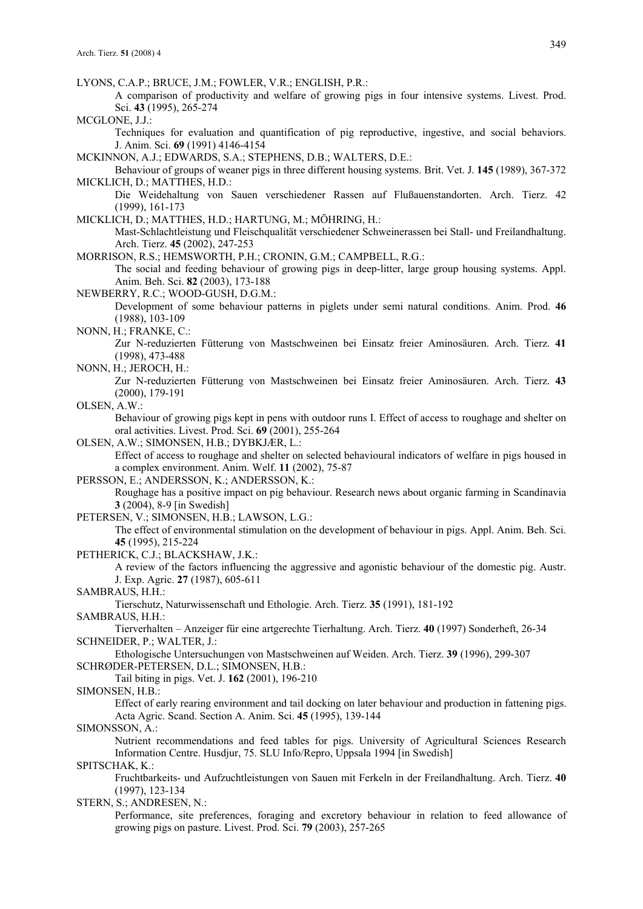LYONS, C.A.P.; BRUCE, J.M.; FOWLER, V.R.; ENGLISH, P.R.:
A comparison of productivity and welfare of growing pigs in four intensive systems. Livest. Prod. Sci. **43** (1995), 265-274

MCGLONE, J.J.:
Techniques for evaluation and quantification of pig reproductive, ingestive, and social behaviors. J. Anim. Sci. **69** (1991) 4146-4154

MCKINNON, A.J.; EDWARDS, S.A.; STEPHENS, D.B.; WALTERS, D.E.:
Behaviour of groups of weaner pigs in three different housing systems. Brit. Vet. J. **145** (1989), 367-372

MICKLICH, D.; MATTHES, H.D.:
Die Weidehaltung von Sauen verschiedener Rassen auf Flußauenstandorten. Arch. Tierz. 42 (1999), 161-173

MICKLICH, D.; MATTHES, H.D.; HARTUNG, M.; MÖHRING, H.:
Mast-Schlachtleistung und Fleischqualität verschiedener Schweinerassen bei Stall- und Freilandhaltung. Arch. Tierz. **45** (2002), 247-253

MORRISON, R.S.; HEMSWORTH, P.H.; CRONIN, G.M.; CAMPBELL, R.G.:
The social and feeding behaviour of growing pigs in deep-litter, large group housing systems. Appl. Anim. Beh. Sci. **82** (2003), 173-188

NEWBERRY, R.C.; WOOD-GUSH, D.G.M.:
Development of some behaviour patterns in piglets under semi natural conditions. Anim. Prod. **46** (1988), 103-109

NONN, H.; FRANKE, C.:
Zur N-reduzierten Fütterung von Mastschweinen bei Einsatz freier Aminosäuren. Arch. Tierz. **41** (1998), 473-488

NONN, H.; JEROCH, H.:
Zur N-reduzierten Fütterung von Mastschweinen bei Einsatz freier Aminosäuren. Arch. Tierz. **43** (2000), 179-191

OLSEN, A.W.:
Behaviour of growing pigs kept in pens with outdoor runs I. Effect of access to roughage and shelter on oral activities. Livest. Prod. Sci. **69** (2001), 255-264

OLSEN, A.W.; SIMONSEN, H.B.; DYBKJÆR, L.:
Effect of access to roughage and shelter on selected behavioural indicators of welfare in pigs housed in a complex environment. Anim. Welf. **11** (2002), 75-87

PERSSON, E.; ANDERSSON, K.; ANDERSSON, K.:
Roughage has a positive impact on pig behaviour. Research news about organic farming in Scandinavia **3** (2004), 8-9 [in Swedish]

PETERSEN, V.; SIMONSEN, H.B.; LAWSON, L.G.:
The effect of environmental stimulation on the development of behaviour in pigs. Appl. Anim. Beh. Sci. **45** (1995), 215-224

PETHERICK, C.J.; BLACKSHAW, J.K.:
A review of the factors influencing the aggressive and agonistic behaviour of the domestic pig. Austr. J. Exp. Agric. **27** (1987), 605-611

SAMBRAUS, H.H.:
Tierschutz, Naturwissenschaft und Ethologie. Arch. Tierz. **35** (1991), 181-192

SAMBRAUS, H.H.:
Tierverhalten – Anzeiger für eine artgerechte Tierhaltung. Arch. Tierz. **40** (1997) Sonderheft, 26-34

SCHNEIDER, P.; WALTER, J.:
Ethologische Untersuchungen von Mastschweinen auf Weiden. Arch. Tierz. **39** (1996), 299-307

SCHRØDER-PETERSEN, D.L.; SIMONSEN, H.B.:
Tail biting in pigs. Vet. J. **162** (2001), 196-210

SIMONSEN, H.B.:
Effect of early rearing environment and tail docking on later behaviour and production in fattening pigs. Acta Agric. Scand. Section A. Anim. Sci. **45** (1995), 139-144

SIMONSSON, A.:
Nutrient recommendations and feed tables for pigs. University of Agricultural Sciences Research Information Centre. Husdjur, 75. SLU Info/Repro, Uppsala 1994 [in Swedish]

SPITSCHAK, K.:
Fruchtbarkeits- und Aufzuchtleistungen von Sauen mit Ferkeln in der Freilandhaltung. Arch. Tierz. **40** (1997), 123-134

STERN, S.; ANDRESEN, N.:
Performance, site preferences, foraging and excretory behaviour in relation to feed allowance of growing pigs on pasture. Livest. Prod. Sci. **79** (2003), 257-265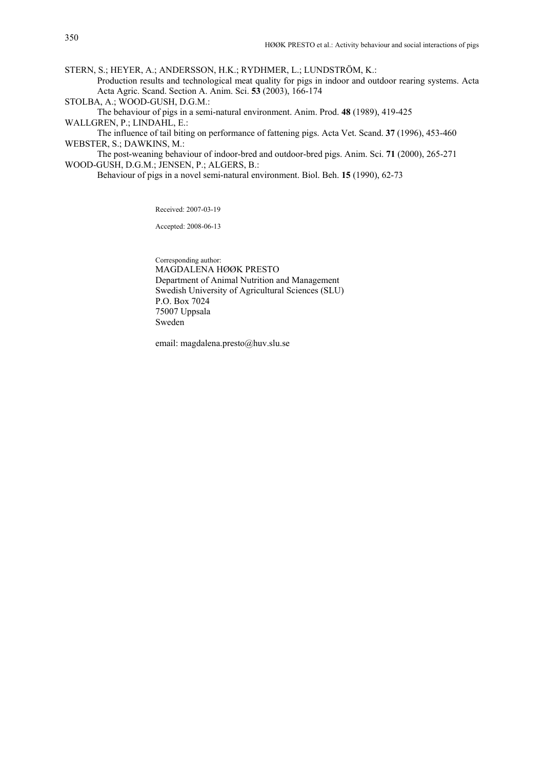STERN, S.; HEYER, A.; ANDERSSON, H.K.; RYDHMER, L.; LUNDSTRÖM, K.:
Production results and technological meat quality for pigs in indoor and outdoor rearing systems. Acta Acta Agric. Scand. Section A. Anim. Sci. **53** (2003), 166-174

STOLBA, A.; WOOD-GUSH, D.G.M.:
The behaviour of pigs in a semi-natural environment. Anim. Prod. **48** (1989), 419-425

WALLGREN, P.; LINDAHL, E.:
The influence of tail biting on performance of fattening pigs. Acta Vet. Scand. **37** (1996), 453-460

WEBSTER, S.; DAWKINS, M.:
The post-weaning behaviour of indoor-bred and outdoor-bred pigs. Anim. Sci. **71** (2000), 265-271

WOOD-GUSH, D.G.M.; JENSEN, P.; ALGERS, B.:
Behaviour of pigs in a novel semi-natural environment. Biol. Beh. **15** (1990), 62-73

Received: 2007-03-19

Accepted: 2008-06-13

Corresponding author:
MAGDALENA HØØK PRESTO
Department of Animal Nutrition and Management
Swedish University of Agricultural Sciences (SLU)
P.O. Box 7024
75007 Uppsala
Sweden

email: magdalena.presto@huv.slu.se